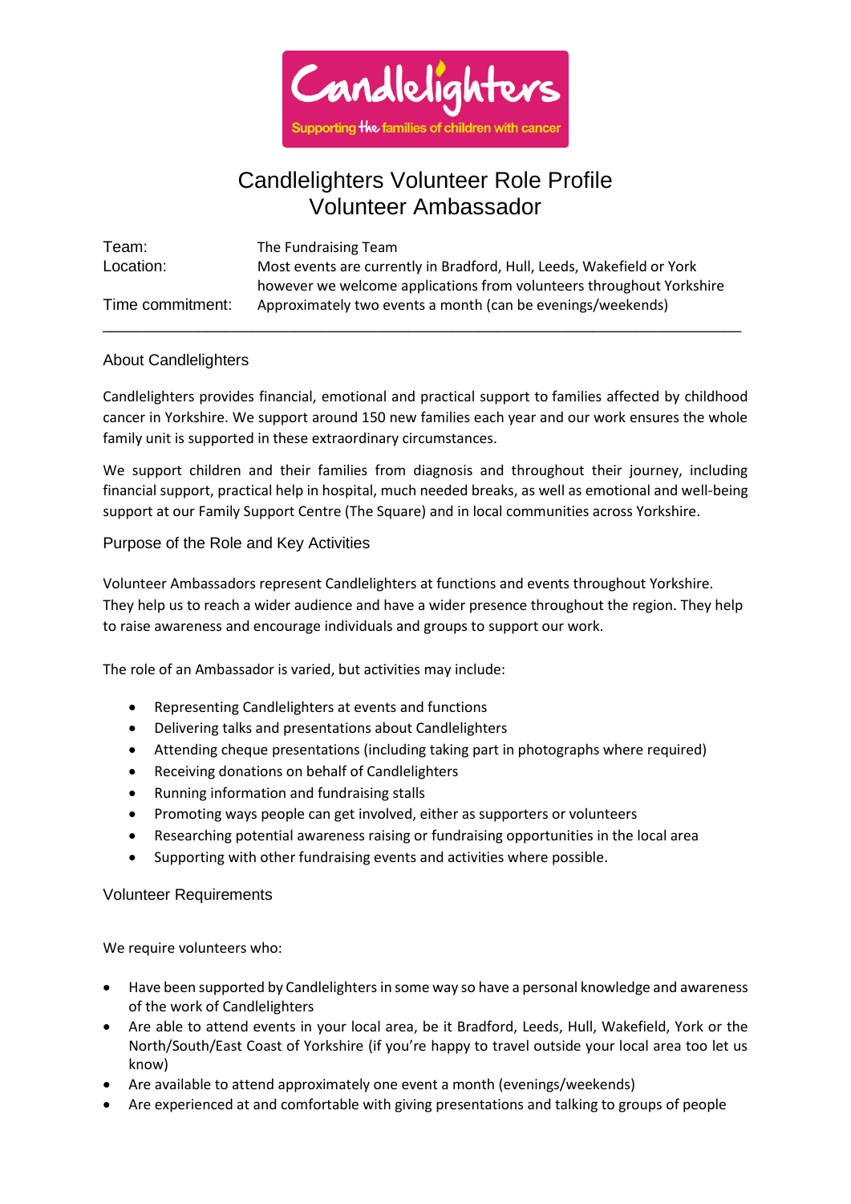Candlelighters

Supporting the families of children with cancer

# Candlelighters Volunteer Role Profile
# Volunteer Ambassador

| | |
|---|---|
| Team: | The Fundraising Team |
| Location: | Most events are currently in Bradford, Hull, Leeds, Wakefield or York however we welcome applications from volunteers throughout Yorkshire |
| Time commitment: | Approximately two events a month (can be evenings/weekends) |

---

## About Candlelighters

Candlelighters provides financial, emotional and practical support to families affected by childhood cancer in Yorkshire. We support around 150 new families each year and our work ensures the whole family unit is supported in these extraordinary circumstances.

We support children and their families from diagnosis and throughout their journey, including financial support, practical help in hospital, much needed breaks, as well as emotional and well-being support at our Family Support Centre (The Square) and in local communities across Yorkshire.

## Purpose of the Role and Key Activities

Volunteer Ambassadors represent Candlelighters at functions and events throughout Yorkshire. They help us to reach a wider audience and have a wider presence throughout the region. They help to raise awareness and encourage individuals and groups to support our work.

The role of an Ambassador is varied, but activities may include:

- Representing Candlelighters at events and functions
- Delivering talks and presentations about Candlelighters
- Attending cheque presentations (including taking part in photographs where required)
- Receiving donations on behalf of Candlelighters
- Running information and fundraising stalls
- Promoting ways people can get involved, either as supporters or volunteers
- Researching potential awareness raising or fundraising opportunities in the local area
- Supporting with other fundraising events and activities where possible.

## Volunteer Requirements

We require volunteers who:

- Have been supported by Candlelighters in some way so have a personal knowledge and awareness of the work of Candlelighters
- Are able to attend events in your local area, be it Bradford, Leeds, Hull, Wakefield, York or the North/South/East Coast of Yorkshire (if you're happy to travel outside your local area too let us know)
- Are available to attend approximately one event a month (evenings/weekends)
- Are experienced at and comfortable with giving presentations and talking to groups of people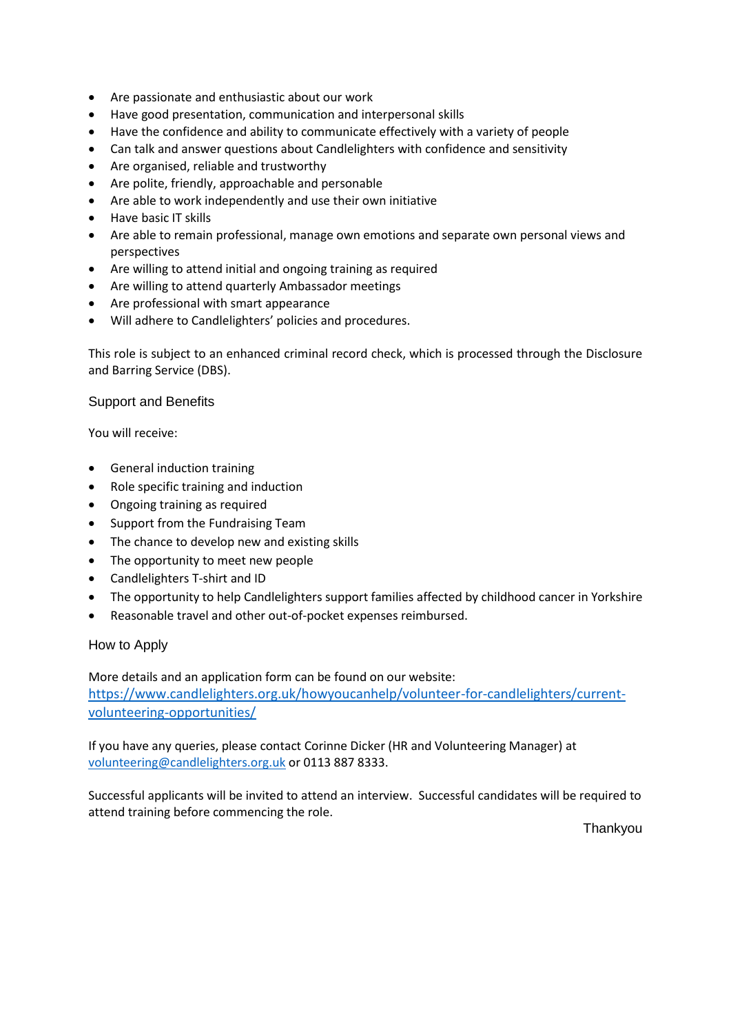- Are passionate and enthusiastic about our work
- Have good presentation, communication and interpersonal skills
- Have the confidence and ability to communicate effectively with a variety of people
- Can talk and answer questions about Candlelighters with confidence and sensitivity
- Are organised, reliable and trustworthy
- Are polite, friendly, approachable and personable
- Are able to work independently and use their own initiative
- Have basic IT skills
- Are able to remain professional, manage own emotions and separate own personal views and perspectives
- Are willing to attend initial and ongoing training as required
- Are willing to attend quarterly Ambassador meetings
- Are professional with smart appearance
- Will adhere to Candlelighters' policies and procedures.

This role is subject to an enhanced criminal record check, which is processed through the Disclosure and Barring Service (DBS).

## Support and Benefits

You will receive:

- General induction training
- Role specific training and induction
- Ongoing training as required
- Support from the Fundraising Team
- The chance to develop new and existing skills
- The opportunity to meet new people
- Candlelighters T-shirt and ID
- The opportunity to help Candlelighters support families affected by childhood cancer in Yorkshire
- Reasonable travel and other out-of-pocket expenses reimbursed.

## How to Apply

More details and an application form can be found on our website:
[https://www.candlelighters.org.uk/howyoucanhelp/volunteer-for-candlelighters/current-volunteering-opportunities/](https://www.candlelighters.org.uk/howyoucanhelp/volunteer-for-candlelighters/current-volunteering-opportunities/)

If you have any queries, please contact Corinne Dicker (HR and Volunteering Manager) at [volunteering@candlelighters.org.uk](mailto:volunteering@candlelighters.org.uk) or 0113 887 8333.

Successful applicants will be invited to attend an interview. Successful candidates will be required to attend training before commencing the role.

Thankyou